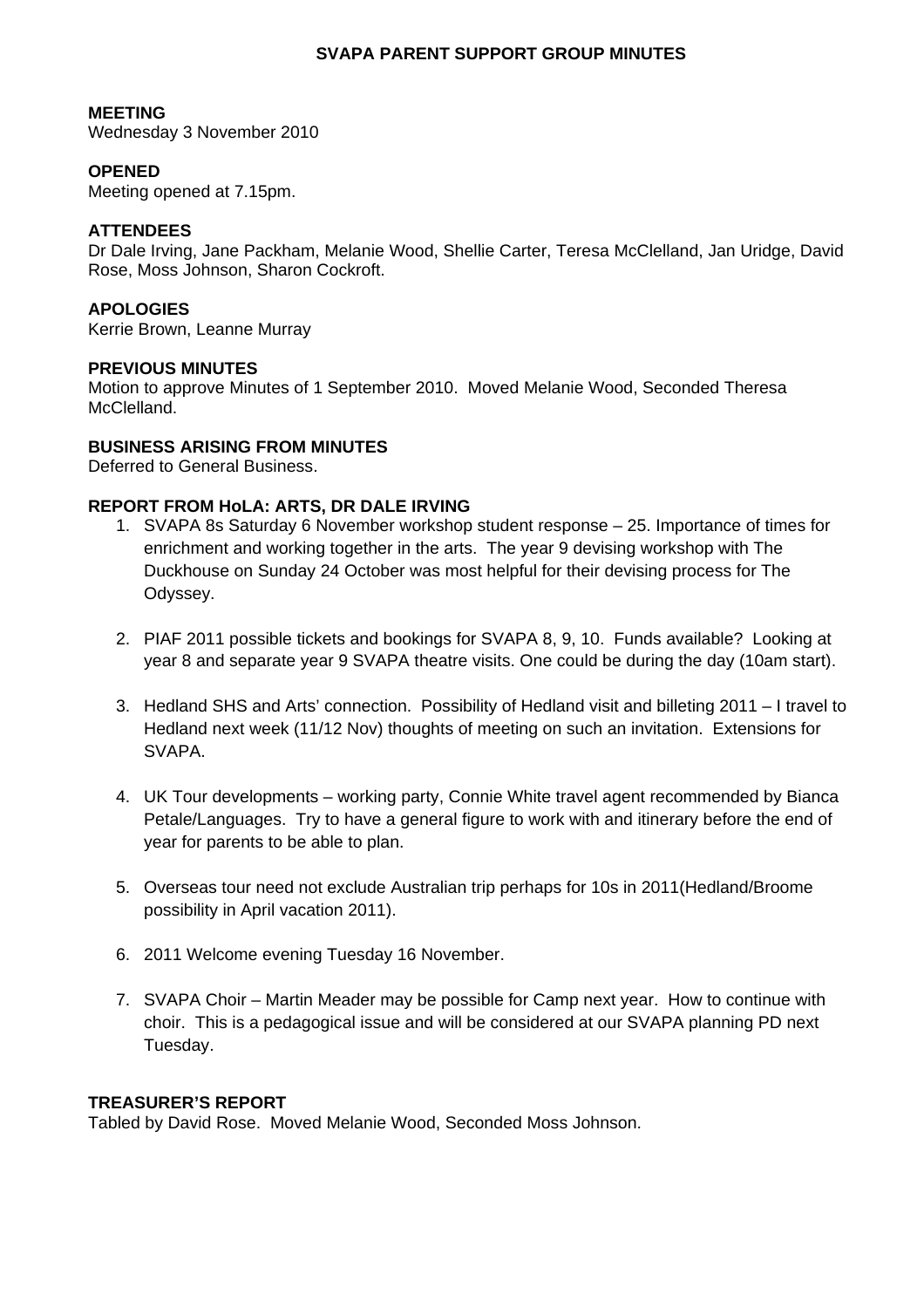# SVAPA PARENT SUPPORT GROUP MINUTES

**MEETING**
Wednesday 3 November 2010

**OPENED**
Meeting opened at 7.15pm.

**ATTENDEES**
Dr Dale Irving, Jane Packham, Melanie Wood, Shellie Carter, Teresa McClelland, Jan Uridge, David Rose, Moss Johnson, Sharon Cockroft.

**APOLOGIES**
Kerrie Brown, Leanne Murray

**PREVIOUS MINUTES**
Motion to approve Minutes of 1 September 2010. Moved Melanie Wood, Seconded Theresa McClelland.

**BUSINESS ARISING FROM MINUTES**
Deferred to General Business.

**REPORT FROM HoLA: ARTS, DR DALE IRVING**

1. SVAPA 8s Saturday 6 November workshop student response – 25. Importance of times for enrichment and working together in the arts. The year 9 devising workshop with The Duckhouse on Sunday 24 October was most helpful for their devising process for The Odyssey.

2. PIAF 2011 possible tickets and bookings for SVAPA 8, 9, 10. Funds available? Looking at year 8 and separate year 9 SVAPA theatre visits. One could be during the day (10am start).

3. Hedland SHS and Arts' connection. Possibility of Hedland visit and billeting 2011 – I travel to Hedland next week (11/12 Nov) thoughts of meeting on such an invitation. Extensions for SVAPA.

4. UK Tour developments – working party, Connie White travel agent recommended by Bianca Petale/Languages. Try to have a general figure to work with and itinerary before the end of year for parents to be able to plan.

5. Overseas tour need not exclude Australian trip perhaps for 10s in 2011(Hedland/Broome possibility in April vacation 2011).

6. 2011 Welcome evening Tuesday 16 November.

7. SVAPA Choir – Martin Meader may be possible for Camp next year. How to continue with choir. This is a pedagogical issue and will be considered at our SVAPA planning PD next Tuesday.

**TREASURER'S REPORT**
Tabled by David Rose. Moved Melanie Wood, Seconded Moss Johnson.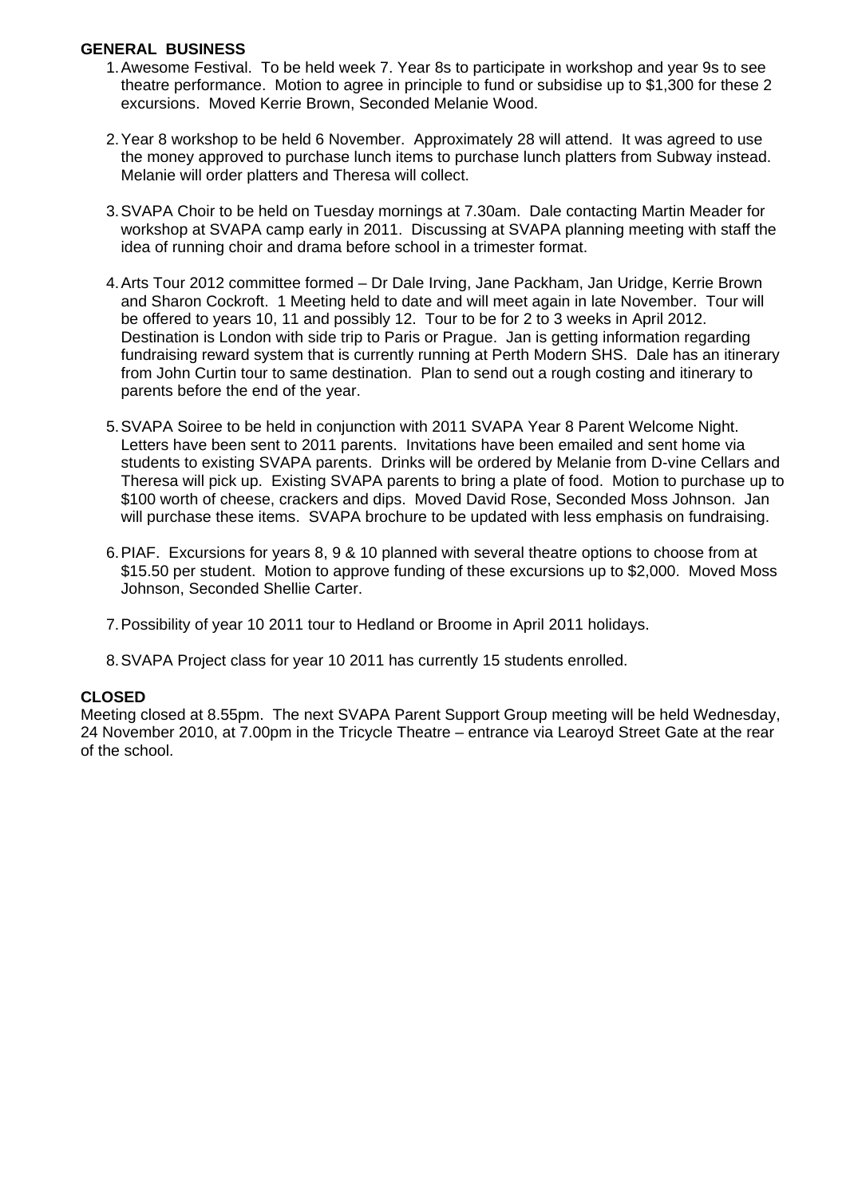**GENERAL BUSINESS**

1. Awesome Festival. To be held week 7. Year 8s to participate in workshop and year 9s to see theatre performance. Motion to agree in principle to fund or subsidise up to $1,300 for these 2 excursions. Moved Kerrie Brown, Seconded Melanie Wood.

2. Year 8 workshop to be held 6 November. Approximately 28 will attend. It was agreed to use the money approved to purchase lunch items to purchase lunch platters from Subway instead. Melanie will order platters and Theresa will collect.

3. SVAPA Choir to be held on Tuesday mornings at 7.30am. Dale contacting Martin Meader for workshop at SVAPA camp early in 2011. Discussing at SVAPA planning meeting with staff the idea of running choir and drama before school in a trimester format.

4. Arts Tour 2012 committee formed – Dr Dale Irving, Jane Packham, Jan Uridge, Kerrie Brown and Sharon Cockroft. 1 Meeting held to date and will meet again in late November. Tour will be offered to years 10, 11 and possibly 12. Tour to be for 2 to 3 weeks in April 2012. Destination is London with side trip to Paris or Prague. Jan is getting information regarding fundraising reward system that is currently running at Perth Modern SHS. Dale has an itinerary from John Curtin tour to same destination. Plan to send out a rough costing and itinerary to parents before the end of the year.

5. SVAPA Soiree to be held in conjunction with 2011 SVAPA Year 8 Parent Welcome Night. Letters have been sent to 2011 parents. Invitations have been emailed and sent home via students to existing SVAPA parents. Drinks will be ordered by Melanie from D-vine Cellars and Theresa will pick up. Existing SVAPA parents to bring a plate of food. Motion to purchase up to $100 worth of cheese, crackers and dips. Moved David Rose, Seconded Moss Johnson. Jan will purchase these items. SVAPA brochure to be updated with less emphasis on fundraising.

6. PIAF. Excursions for years 8, 9 & 10 planned with several theatre options to choose from at $15.50 per student. Motion to approve funding of these excursions up to $2,000. Moved Moss Johnson, Seconded Shellie Carter.

7. Possibility of year 10 2011 tour to Hedland or Broome in April 2011 holidays.

8. SVAPA Project class for year 10 2011 has currently 15 students enrolled.

**CLOSED**

Meeting closed at 8.55pm. The next SVAPA Parent Support Group meeting will be held Wednesday, 24 November 2010, at 7.00pm in the Tricycle Theatre – entrance via Learoyd Street Gate at the rear of the school.